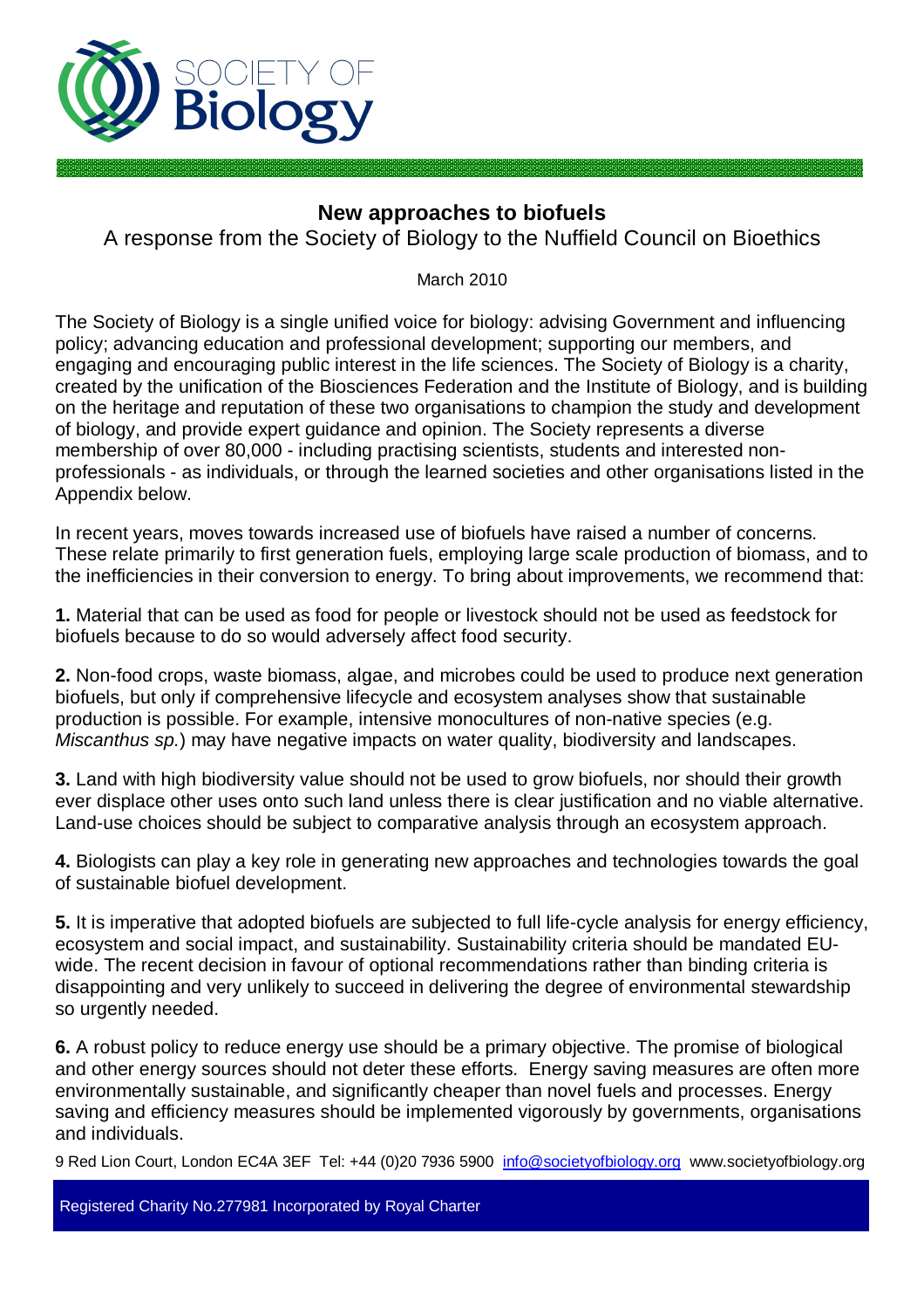# New approaches to biofuels

## A response from the Society of Biology to the Nuffield Council on Bioethics

March 2010

The Society of Biology is a single unified voice for biology: advising Government and influencing policy; advancing education and professional development; supporting our members, and engaging and encouraging public interest in the life sciences. The Society of Biology is a charity, created by the unification of the Biosciences Federation and the Institute of Biology, and is building on the heritage and reputation of these two organisations to champion the study and development of biology, and provide expert guidance and opinion. The Society represents a diverse membership of over 80,000 - including practising scientists, students and interested non-professionals - as individuals, or through the learned societies and other organisations listed in the Appendix below.

In recent years, moves towards increased use of biofuels have raised a number of concerns. These relate primarily to first generation fuels, employing large scale production of biomass, and to the inefficiencies in their conversion to energy. To bring about improvements, we recommend that:

**1.** Material that can be used as food for people or livestock should not be used as feedstock for biofuels because to do so would adversely affect food security.

**2.** Non-food crops, waste biomass, algae, and microbes could be used to produce next generation biofuels, but only if comprehensive lifecycle and ecosystem analyses show that sustainable production is possible. For example, intensive monocultures of non-native species (e.g. *Miscanthus sp.*) may have negative impacts on water quality, biodiversity and landscapes.

**3.** Land with high biodiversity value should not be used to grow biofuels, nor should their growth ever displace other uses onto such land unless there is clear justification and no viable alternative. Land-use choices should be subject to comparative analysis through an ecosystem approach.

**4.** Biologists can play a key role in generating new approaches and technologies towards the goal of sustainable biofuel development.

**5.** It is imperative that adopted biofuels are subjected to full life-cycle analysis for energy efficiency, ecosystem and social impact, and sustainability. Sustainability criteria should be mandated EU-wide. The recent decision in favour of optional recommendations rather than binding criteria is disappointing and very unlikely to succeed in delivering the degree of environmental stewardship so urgently needed.

**6.** A robust policy to reduce energy use should be a primary objective. The promise of biological and other energy sources should not deter these efforts. Energy saving measures are often more environmentally sustainable, and significantly cheaper than novel fuels and processes. Energy saving and efficiency measures should be implemented vigorously by governments, organisations and individuals.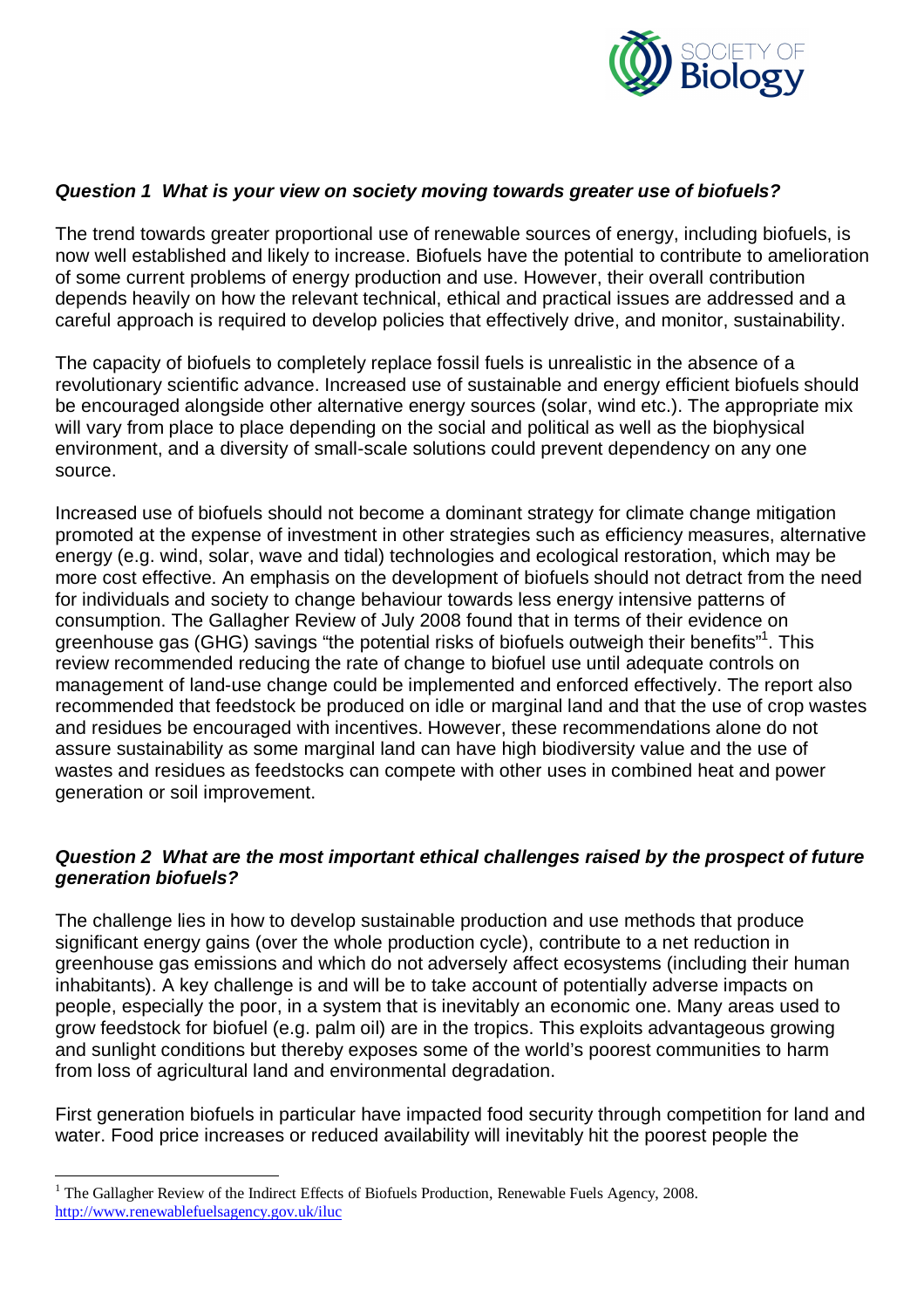### *Question 1 What is your view on society moving towards greater use of biofuels?*

The trend towards greater proportional use of renewable sources of energy, including biofuels, is now well established and likely to increase. Biofuels have the potential to contribute to amelioration of some current problems of energy production and use. However, their overall contribution depends heavily on how the relevant technical, ethical and practical issues are addressed and a careful approach is required to develop policies that effectively drive, and monitor, sustainability.

The capacity of biofuels to completely replace fossil fuels is unrealistic in the absence of a revolutionary scientific advance. Increased use of sustainable and energy efficient biofuels should be encouraged alongside other alternative energy sources (solar, wind etc.). The appropriate mix will vary from place to place depending on the social and political as well as the biophysical environment, and a diversity of small-scale solutions could prevent dependency on any one source.

Increased use of biofuels should not become a dominant strategy for climate change mitigation promoted at the expense of investment in other strategies such as efficiency measures, alternative energy (e.g. wind, solar, wave and tidal) technologies and ecological restoration, which may be more cost effective. An emphasis on the development of biofuels should not detract from the need for individuals and society to change behaviour towards less energy intensive patterns of consumption. The Gallagher Review of July 2008 found that in terms of their evidence on greenhouse gas (GHG) savings "the potential risks of biofuels outweigh their benefits"[1]. This review recommended reducing the rate of change to biofuel use until adequate controls on management of land-use change could be implemented and enforced effectively. The report also recommended that feedstock be produced on idle or marginal land and that the use of crop wastes and residues be encouraged with incentives. However, these recommendations alone do not assure sustainability as some marginal land can have high biodiversity value and the use of wastes and residues as feedstocks can compete with other uses in combined heat and power generation or soil improvement.

### *Question 2 What are the most important ethical challenges raised by the prospect of future generation biofuels?*

The challenge lies in how to develop sustainable production and use methods that produce significant energy gains (over the whole production cycle), contribute to a net reduction in greenhouse gas emissions and which do not adversely affect ecosystems (including their human inhabitants). A key challenge is and will be to take account of potentially adverse impacts on people, especially the poor, in a system that is inevitably an economic one. Many areas used to grow feedstock for biofuel (e.g. palm oil) are in the tropics. This exploits advantageous growing and sunlight conditions but thereby exposes some of the world's poorest communities to harm from loss of agricultural land and environmental degradation.

First generation biofuels in particular have impacted food security through competition for land and water. Food price increases or reduced availability will inevitably hit the poorest people the

[1] The Gallagher Review of the Indirect Effects of Biofuels Production, Renewable Fuels Agency, 2008. http://www.renewablefuelsagency.gov.uk/iluc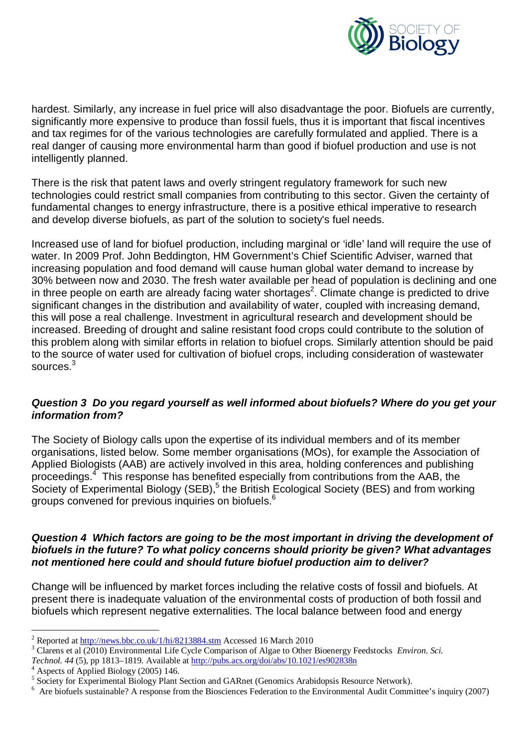hardest. Similarly, any increase in fuel price will also disadvantage the poor. Biofuels are currently, significantly more expensive to produce than fossil fuels, thus it is important that fiscal incentives and tax regimes for of the various technologies are carefully formulated and applied. There is a real danger of causing more environmental harm than good if biofuel production and use is not intelligently planned.

There is the risk that patent laws and overly stringent regulatory framework for such new technologies could restrict small companies from contributing to this sector. Given the certainty of fundamental changes to energy infrastructure, there is a positive ethical imperative to research and develop diverse biofuels, as part of the solution to society's fuel needs.

Increased use of land for biofuel production, including marginal or 'idle' land will require the use of water. In 2009 Prof. John Beddington, HM Government's Chief Scientific Adviser, warned that increasing population and food demand will cause human global water demand to increase by 30% between now and 2030. The fresh water available per head of population is declining and one in three people on earth are already facing water shortages[2]. Climate change is predicted to drive significant changes in the distribution and availability of water, coupled with increasing demand, this will pose a real challenge. Investment in agricultural research and development should be increased. Breeding of drought and saline resistant food crops could contribute to the solution of this problem along with similar efforts in relation to biofuel crops. Similarly attention should be paid to the source of water used for cultivation of biofuel crops, including consideration of wastewater sources.[3]

### ***Question 3 Do you regard yourself as well informed about biofuels? Where do you get your information from?***

The Society of Biology calls upon the expertise of its individual members and of its member organisations, listed below. Some member organisations (MOs), for example the Association of Applied Biologists (AAB) are actively involved in this area, holding conferences and publishing proceedings.[4] This response has benefited especially from contributions from the AAB, the Society of Experimental Biology (SEB),[5] the British Ecological Society (BES) and from working groups convened for previous inquiries on biofuels.[6]

### ***Question 4 Which factors are going to be the most important in driving the development of biofuels in the future? To what policy concerns should priority be given? What advantages not mentioned here could and should future biofuel production aim to deliver?***

Change will be influenced by market forces including the relative costs of fossil and biofuels. At present there is inadequate valuation of the environmental costs of production of both fossil and biofuels which represent negative externalities. The local balance between food and energy

---

[2] Reported at http://news.bbc.co.uk/1/hi/8213884.stm Accessed 16 March 2010

[3] Clarens et al (2010) Environmental Life Cycle Comparison of Algae to Other Bioenergy Feedstocks *Environ. Sci. Technol. 44* (5), pp 1813–1819. Available at http://pubs.acs.org/doi/abs/10.1021/es902838n

[4] Aspects of Applied Biology (2005) 146.

[5] Society for Experimental Biology Plant Section and GARnet (Genomics Arabidopsis Resource Network).

[6] Are biofuels sustainable? A response from the Biosciences Federation to the Environmental Audit Committee's inquiry (2007)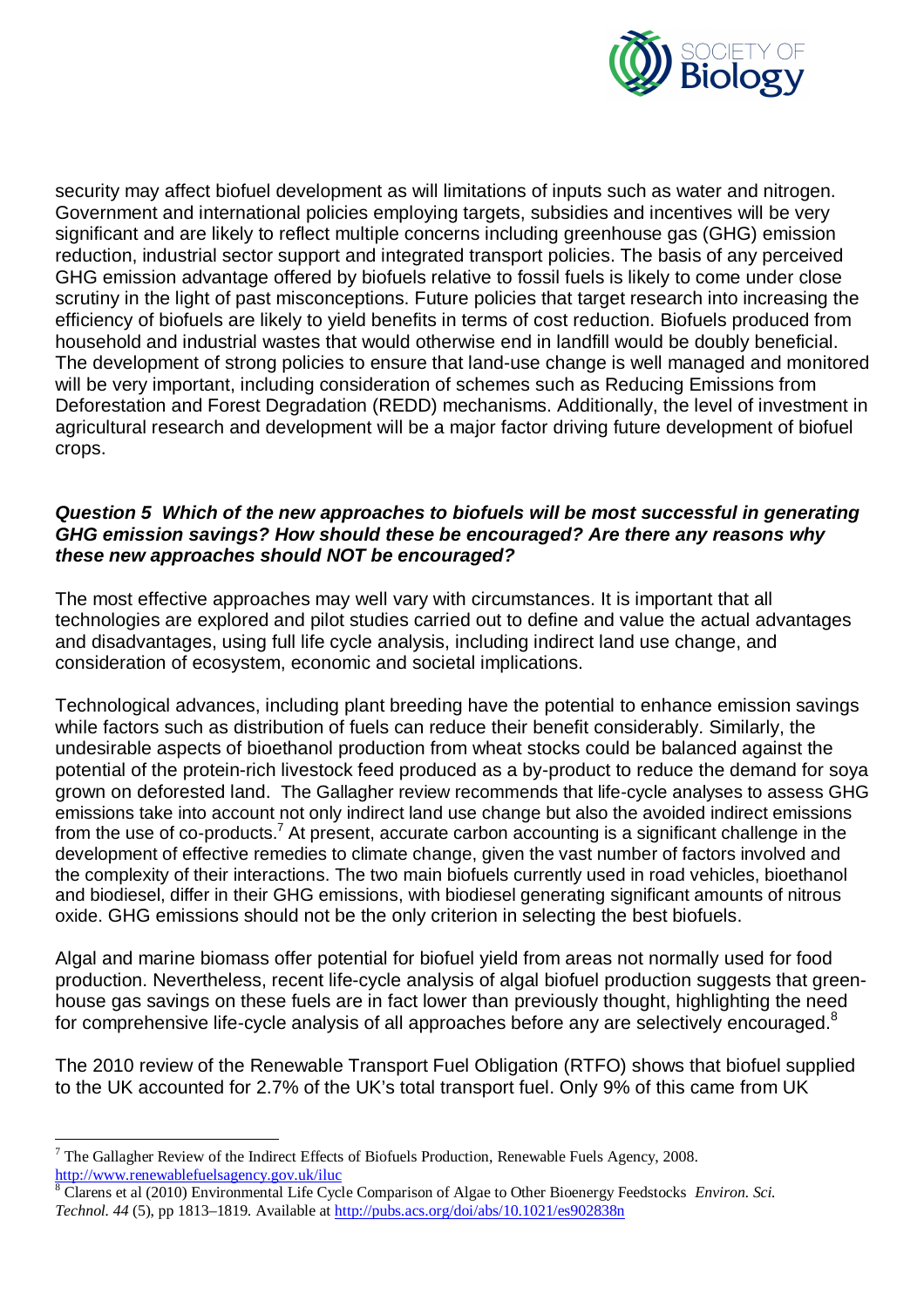security may affect biofuel development as will limitations of inputs such as water and nitrogen. Government and international policies employing targets, subsidies and incentives will be very significant and are likely to reflect multiple concerns including greenhouse gas (GHG) emission reduction, industrial sector support and integrated transport policies. The basis of any perceived GHG emission advantage offered by biofuels relative to fossil fuels is likely to come under close scrutiny in the light of past misconceptions. Future policies that target research into increasing the efficiency of biofuels are likely to yield benefits in terms of cost reduction. Biofuels produced from household and industrial wastes that would otherwise end in landfill would be doubly beneficial. The development of strong policies to ensure that land-use change is well managed and monitored will be very important, including consideration of schemes such as Reducing Emissions from Deforestation and Forest Degradation (REDD) mechanisms. Additionally, the level of investment in agricultural research and development will be a major factor driving future development of biofuel crops.

***Question 5 Which of the new approaches to biofuels will be most successful in generating GHG emission savings? How should these be encouraged? Are there any reasons why these new approaches should NOT be encouraged?***

The most effective approaches may well vary with circumstances. It is important that all technologies are explored and pilot studies carried out to define and value the actual advantages and disadvantages, using full life cycle analysis, including indirect land use change, and consideration of ecosystem, economic and societal implications.

Technological advances, including plant breeding have the potential to enhance emission savings while factors such as distribution of fuels can reduce their benefit considerably. Similarly, the undesirable aspects of bioethanol production from wheat stocks could be balanced against the potential of the protein-rich livestock feed produced as a by-product to reduce the demand for soya grown on deforested land. The Gallagher review recommends that life-cycle analyses to assess GHG emissions take into account not only indirect land use change but also the avoided indirect emissions from the use of co-products.[7] At present, accurate carbon accounting is a significant challenge in the development of effective remedies to climate change, given the vast number of factors involved and the complexity of their interactions. The two main biofuels currently used in road vehicles, bioethanol and biodiesel, differ in their GHG emissions, with biodiesel generating significant amounts of nitrous oxide. GHG emissions should not be the only criterion in selecting the best biofuels.

Algal and marine biomass offer potential for biofuel yield from areas not normally used for food production. Nevertheless, recent life-cycle analysis of algal biofuel production suggests that greenhouse gas savings on these fuels are in fact lower than previously thought, highlighting the need for comprehensive life-cycle analysis of all approaches before any are selectively encouraged.[8]

The 2010 review of the Renewable Transport Fuel Obligation (RTFO) shows that biofuel supplied to the UK accounted for 2.7% of the UK's total transport fuel. Only 9% of this came from UK

---

[7] The Gallagher Review of the Indirect Effects of Biofuels Production, Renewable Fuels Agency, 2008. http://www.renewablefuelsagency.gov.uk/iluc

[8] Clarens et al (2010) Environmental Life Cycle Comparison of Algae to Other Bioenergy Feedstocks *Environ. Sci. Technol. 44* (5), pp 1813–1819. Available at http://pubs.acs.org/doi/abs/10.1021/es902838n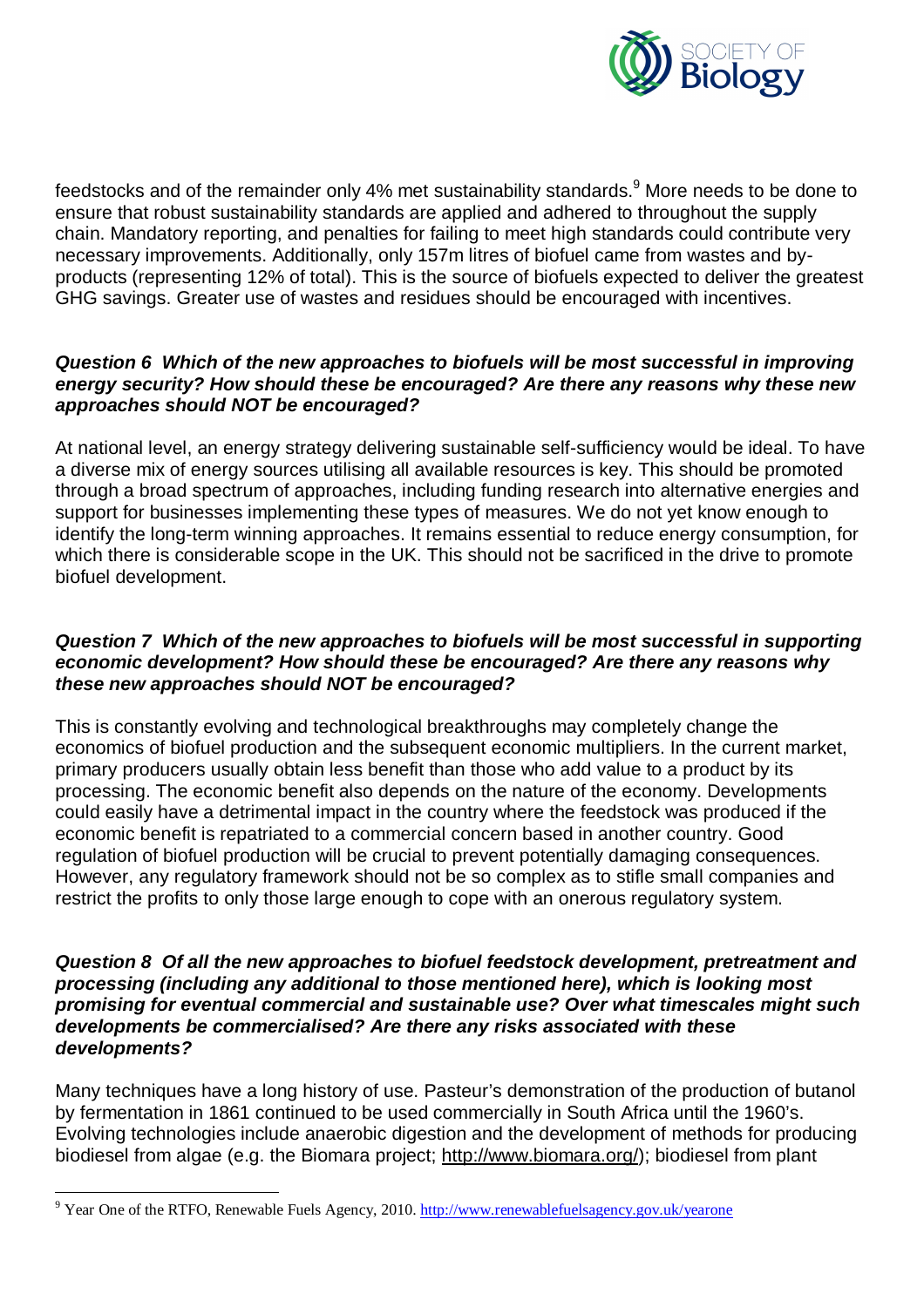feedstocks and of the remainder only 4% met sustainability standards.[9] More needs to be done to ensure that robust sustainability standards are applied and adhered to throughout the supply chain. Mandatory reporting, and penalties for failing to meet high standards could contribute very necessary improvements. Additionally, only 157m litres of biofuel came from wastes and by-products (representing 12% of total). This is the source of biofuels expected to deliver the greatest GHG savings. Greater use of wastes and residues should be encouraged with incentives.

***Question 6 Which of the new approaches to biofuels will be most successful in improving energy security? How should these be encouraged? Are there any reasons why these new approaches should NOT be encouraged?***

At national level, an energy strategy delivering sustainable self-sufficiency would be ideal. To have a diverse mix of energy sources utilising all available resources is key. This should be promoted through a broad spectrum of approaches, including funding research into alternative energies and support for businesses implementing these types of measures. We do not yet know enough to identify the long-term winning approaches. It remains essential to reduce energy consumption, for which there is considerable scope in the UK. This should not be sacrificed in the drive to promote biofuel development.

***Question 7 Which of the new approaches to biofuels will be most successful in supporting economic development? How should these be encouraged? Are there any reasons why these new approaches should NOT be encouraged?***

This is constantly evolving and technological breakthroughs may completely change the economics of biofuel production and the subsequent economic multipliers. In the current market, primary producers usually obtain less benefit than those who add value to a product by its processing. The economic benefit also depends on the nature of the economy. Developments could easily have a detrimental impact in the country where the feedstock was produced if the economic benefit is repatriated to a commercial concern based in another country. Good regulation of biofuel production will be crucial to prevent potentially damaging consequences. However, any regulatory framework should not be so complex as to stifle small companies and restrict the profits to only those large enough to cope with an onerous regulatory system.

***Question 8 Of all the new approaches to biofuel feedstock development, pretreatment and processing (including any additional to those mentioned here), which is looking most promising for eventual commercial and sustainable use? Over what timescales might such developments be commercialised? Are there any risks associated with these developments?***

Many techniques have a long history of use. Pasteur's demonstration of the production of butanol by fermentation in 1861 continued to be used commercially in South Africa until the 1960's. Evolving technologies include anaerobic digestion and the development of methods for producing biodiesel from algae (e.g. the Biomara project; http://www.biomara.org/); biodiesel from plant

[9] Year One of the RTFO, Renewable Fuels Agency, 2010. http://www.renewablefuelsagency.gov.uk/yearone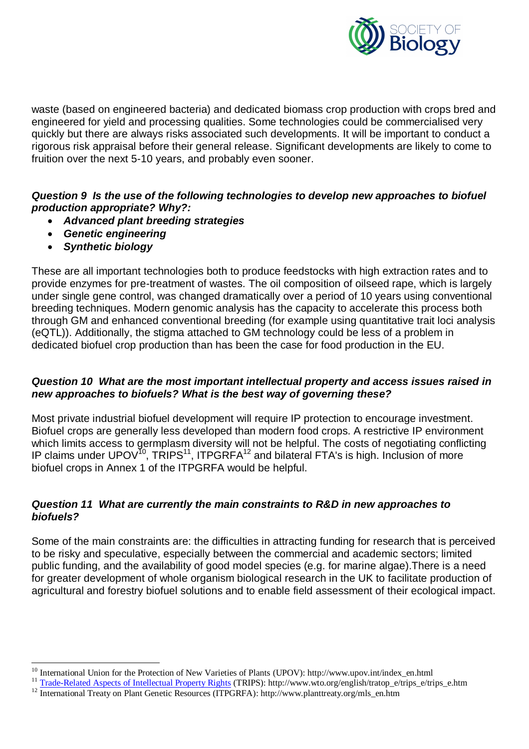waste (based on engineered bacteria) and dedicated biomass crop production with crops bred and engineered for yield and processing qualities. Some technologies could be commercialised very quickly but there are always risks associated such developments. It will be important to conduct a rigorous risk appraisal before their general release. Significant developments are likely to come to fruition over the next 5-10 years, and probably even sooner.

***Question 9 Is the use of the following technologies to develop new approaches to biofuel production appropriate? Why?:***

- ***Advanced plant breeding strategies***
- ***Genetic engineering***
- ***Synthetic biology***

These are all important technologies both to produce feedstocks with high extraction rates and to provide enzymes for pre-treatment of wastes. The oil composition of oilseed rape, which is largely under single gene control, was changed dramatically over a period of 10 years using conventional breeding techniques. Modern genomic analysis has the capacity to accelerate this process both through GM and enhanced conventional breeding (for example using quantitative trait loci analysis (eQTL)). Additionally, the stigma attached to GM technology could be less of a problem in dedicated biofuel crop production than has been the case for food production in the EU.

***Question 10 What are the most important intellectual property and access issues raised in new approaches to biofuels? What is the best way of governing these?***

Most private industrial biofuel development will require IP protection to encourage investment. Biofuel crops are generally less developed than modern food crops. A restrictive IP environment which limits access to germplasm diversity will not be helpful. The costs of negotiating conflicting IP claims under UPOV[10], TRIPS[11], ITPGRFA[12] and bilateral FTA's is high. Inclusion of more biofuel crops in Annex 1 of the ITPGRFA would be helpful.

***Question 11 What are currently the main constraints to R&D in new approaches to biofuels?***

Some of the main constraints are: the difficulties in attracting funding for research that is perceived to be risky and speculative, especially between the commercial and academic sectors; limited public funding, and the availability of good model species (e.g. for marine algae).There is a need for greater development of whole organism biological research in the UK to facilitate production of agricultural and forestry biofuel solutions and to enable field assessment of their ecological impact.

---

[10] International Union for the Protection of New Varieties of Plants (UPOV): http://www.upov.int/index_en.html

[11] Trade-Related Aspects of Intellectual Property Rights (TRIPS): http://www.wto.org/english/tratop_e/trips_e/trips_e.htm

[12] International Treaty on Plant Genetic Resources (ITPGRFA): http://www.planttreaty.org/mls_en.htm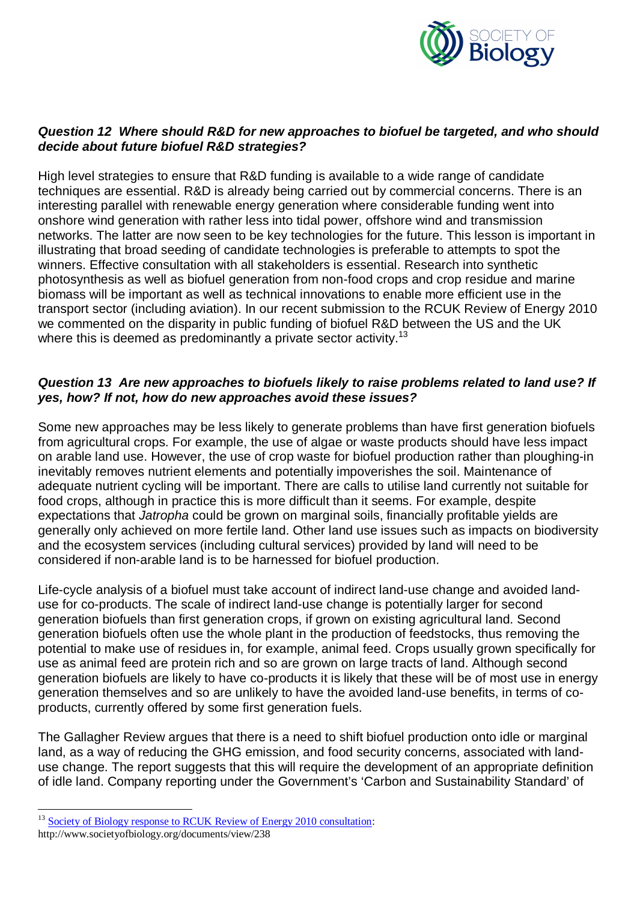***Question 12 Where should R&D for new approaches to biofuel be targeted, and who should decide about future biofuel R&D strategies?***

High level strategies to ensure that R&D funding is available to a wide range of candidate techniques are essential. R&D is already being carried out by commercial concerns. There is an interesting parallel with renewable energy generation where considerable funding went into onshore wind generation with rather less into tidal power, offshore wind and transmission networks. The latter are now seen to be key technologies for the future. This lesson is important in illustrating that broad seeding of candidate technologies is preferable to attempts to spot the winners. Effective consultation with all stakeholders is essential. Research into synthetic photosynthesis as well as biofuel generation from non-food crops and crop residue and marine biomass will be important as well as technical innovations to enable more efficient use in the transport sector (including aviation). In our recent submission to the RCUK Review of Energy 2010 we commented on the disparity in public funding of biofuel R&D between the US and the UK where this is deemed as predominantly a private sector activity.[13]

***Question 13 Are new approaches to biofuels likely to raise problems related to land use? If yes, how? If not, how do new approaches avoid these issues?***

Some new approaches may be less likely to generate problems than have first generation biofuels from agricultural crops. For example, the use of algae or waste products should have less impact on arable land use. However, the use of crop waste for biofuel production rather than ploughing-in inevitably removes nutrient elements and potentially impoverishes the soil. Maintenance of adequate nutrient cycling will be important. There are calls to utilise land currently not suitable for food crops, although in practice this is more difficult than it seems. For example, despite expectations that *Jatropha* could be grown on marginal soils, financially profitable yields are generally only achieved on more fertile land. Other land use issues such as impacts on biodiversity and the ecosystem services (including cultural services) provided by land will need to be considered if non-arable land is to be harnessed for biofuel production.

Life-cycle analysis of a biofuel must take account of indirect land-use change and avoided land-use for co-products. The scale of indirect land-use change is potentially larger for second generation biofuels than first generation crops, if grown on existing agricultural land. Second generation biofuels often use the whole plant in the production of feedstocks, thus removing the potential to make use of residues in, for example, animal feed. Crops usually grown specifically for use as animal feed are protein rich and so are grown on large tracts of land. Although second generation biofuels are likely to have co-products it is likely that these will be of most use in energy generation themselves and so are unlikely to have the avoided land-use benefits, in terms of co-products, currently offered by some first generation fuels.

The Gallagher Review argues that there is a need to shift biofuel production onto idle or marginal land, as a way of reducing the GHG emission, and food security concerns, associated with land-use change. The report suggests that this will require the development of an appropriate definition of idle land. Company reporting under the Government's 'Carbon and Sustainability Standard' of

---

[13] Society of Biology response to RCUK Review of Energy 2010 consultation: http://www.societyofbiology.org/documents/view/238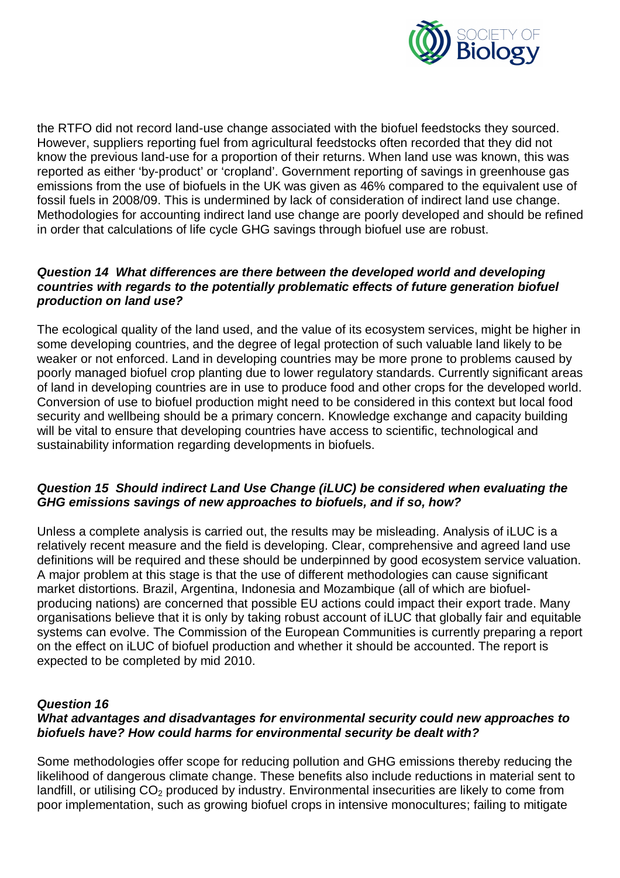the RTFO did not record land-use change associated with the biofuel feedstocks they sourced. However, suppliers reporting fuel from agricultural feedstocks often recorded that they did not know the previous land-use for a proportion of their returns. When land use was known, this was reported as either 'by-product' or 'cropland'. Government reporting of savings in greenhouse gas emissions from the use of biofuels in the UK was given as 46% compared to the equivalent use of fossil fuels in 2008/09. This is undermined by lack of consideration of indirect land use change. Methodologies for accounting indirect land use change are poorly developed and should be refined in order that calculations of life cycle GHG savings through biofuel use are robust.

### *Question 14 What differences are there between the developed world and developing countries with regards to the potentially problematic effects of future generation biofuel production on land use?*

The ecological quality of the land used, and the value of its ecosystem services, might be higher in some developing countries, and the degree of legal protection of such valuable land likely to be weaker or not enforced. Land in developing countries may be more prone to problems caused by poorly managed biofuel crop planting due to lower regulatory standards. Currently significant areas of land in developing countries are in use to produce food and other crops for the developed world. Conversion of use to biofuel production might need to be considered in this context but local food security and wellbeing should be a primary concern. Knowledge exchange and capacity building will be vital to ensure that developing countries have access to scientific, technological and sustainability information regarding developments in biofuels.

### *Question 15 Should indirect Land Use Change (iLUC) be considered when evaluating the GHG emissions savings of new approaches to biofuels, and if so, how?*

Unless a complete analysis is carried out, the results may be misleading. Analysis of iLUC is a relatively recent measure and the field is developing. Clear, comprehensive and agreed land use definitions will be required and these should be underpinned by good ecosystem service valuation. A major problem at this stage is that the use of different methodologies can cause significant market distortions. Brazil, Argentina, Indonesia and Mozambique (all of which are biofuel-producing nations) are concerned that possible EU actions could impact their export trade. Many organisations believe that it is only by taking robust account of iLUC that globally fair and equitable systems can evolve. The Commission of the European Communities is currently preparing a report on the effect on iLUC of biofuel production and whether it should be accounted. The report is expected to be completed by mid 2010.

### *Question 16*
### *What advantages and disadvantages for environmental security could new approaches to biofuels have? How could harms for environmental security be dealt with?*

Some methodologies offer scope for reducing pollution and GHG emissions thereby reducing the likelihood of dangerous climate change. These benefits also include reductions in material sent to landfill, or utilising $CO_2$ produced by industry. Environmental insecurities are likely to come from poor implementation, such as growing biofuel crops in intensive monocultures; failing to mitigate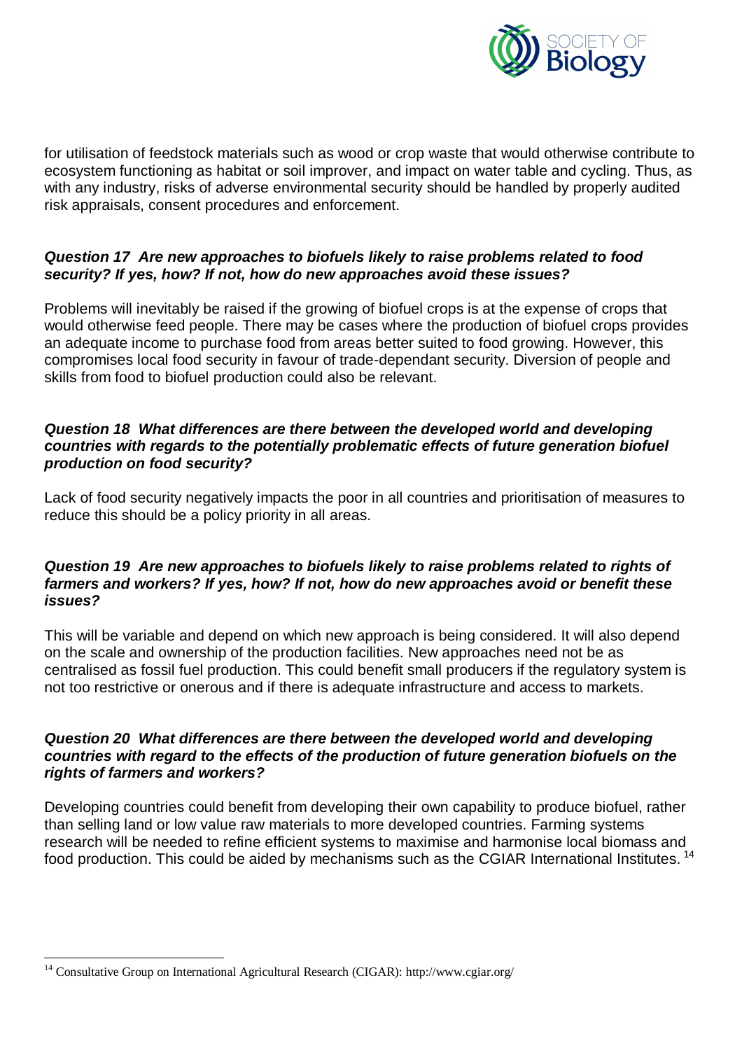for utilisation of feedstock materials such as wood or crop waste that would otherwise contribute to ecosystem functioning as habitat or soil improver, and impact on water table and cycling. Thus, as with any industry, risks of adverse environmental security should be handled by properly audited risk appraisals, consent procedures and enforcement.

***Question 17 Are new approaches to biofuels likely to raise problems related to food security? If yes, how? If not, how do new approaches avoid these issues?***

Problems will inevitably be raised if the growing of biofuel crops is at the expense of crops that would otherwise feed people. There may be cases where the production of biofuel crops provides an adequate income to purchase food from areas better suited to food growing. However, this compromises local food security in favour of trade-dependant security. Diversion of people and skills from food to biofuel production could also be relevant.

***Question 18 What differences are there between the developed world and developing countries with regards to the potentially problematic effects of future generation biofuel production on food security?***

Lack of food security negatively impacts the poor in all countries and prioritisation of measures to reduce this should be a policy priority in all areas.

***Question 19 Are new approaches to biofuels likely to raise problems related to rights of farmers and workers? If yes, how? If not, how do new approaches avoid or benefit these issues?***

This will be variable and depend on which new approach is being considered. It will also depend on the scale and ownership of the production facilities. New approaches need not be as centralised as fossil fuel production. This could benefit small producers if the regulatory system is not too restrictive or onerous and if there is adequate infrastructure and access to markets.

***Question 20 What differences are there between the developed world and developing countries with regard to the effects of the production of future generation biofuels on the rights of farmers and workers?***

Developing countries could benefit from developing their own capability to produce biofuel, rather than selling land or low value raw materials to more developed countries. Farming systems research will be needed to refine efficient systems to maximise and harmonise local biomass and food production. This could be aided by mechanisms such as the CGIAR International Institutes. [14]

[14] Consultative Group on International Agricultural Research (CIGAR): http://www.cgiar.org/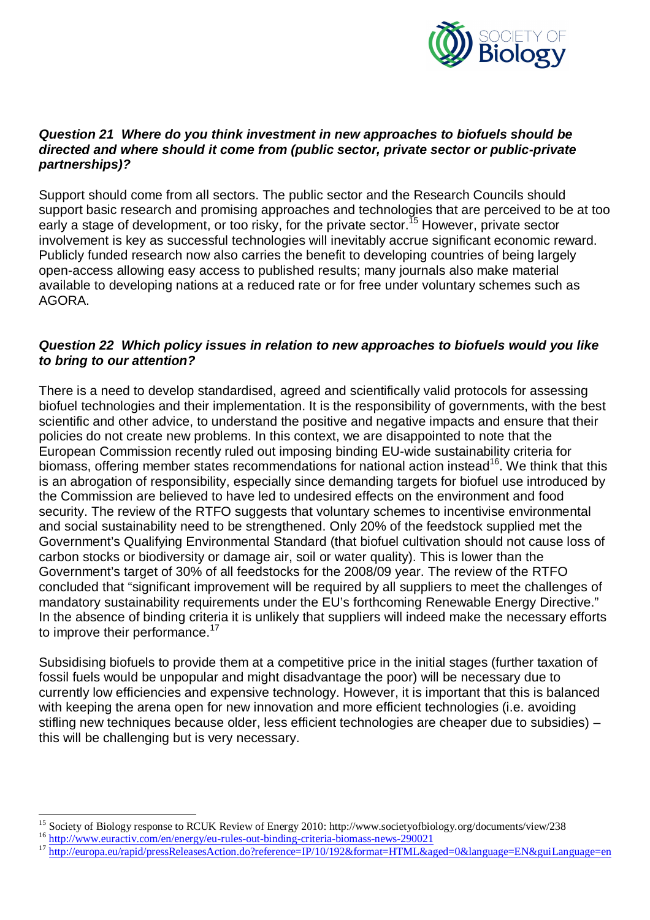***Question 21 Where do you think investment in new approaches to biofuels should be directed and where should it come from (public sector, private sector or public-private partnerships)?***

Support should come from all sectors. The public sector and the Research Councils should support basic research and promising approaches and technologies that are perceived to be at too early a stage of development, or too risky, for the private sector.[15] However, private sector involvement is key as successful technologies will inevitably accrue significant economic reward. Publicly funded research now also carries the benefit to developing countries of being largely open-access allowing easy access to published results; many journals also make material available to developing nations at a reduced rate or for free under voluntary schemes such as AGORA.

***Question 22 Which policy issues in relation to new approaches to biofuels would you like to bring to our attention?***

There is a need to develop standardised, agreed and scientifically valid protocols for assessing biofuel technologies and their implementation. It is the responsibility of governments, with the best scientific and other advice, to understand the positive and negative impacts and ensure that their policies do not create new problems. In this context, we are disappointed to note that the European Commission recently ruled out imposing binding EU-wide sustainability criteria for biomass, offering member states recommendations for national action instead[16]. We think that this is an abrogation of responsibility, especially since demanding targets for biofuel use introduced by the Commission are believed to have led to undesired effects on the environment and food security. The review of the RTFO suggests that voluntary schemes to incentivise environmental and social sustainability need to be strengthened. Only 20% of the feedstock supplied met the Government's Qualifying Environmental Standard (that biofuel cultivation should not cause loss of carbon stocks or biodiversity or damage air, soil or water quality). This is lower than the Government's target of 30% of all feedstocks for the 2008/09 year. The review of the RTFO concluded that "significant improvement will be required by all suppliers to meet the challenges of mandatory sustainability requirements under the EU's forthcoming Renewable Energy Directive." In the absence of binding criteria it is unlikely that suppliers will indeed make the necessary efforts to improve their performance.[17]

Subsidising biofuels to provide them at a competitive price in the initial stages (further taxation of fossil fuels would be unpopular and might disadvantage the poor) will be necessary due to currently low efficiencies and expensive technology. However, it is important that this is balanced with keeping the arena open for new innovation and more efficient technologies (i.e. avoiding stifling new techniques because older, less efficient technologies are cheaper due to subsidies) – this will be challenging but is very necessary.

---

[15] Society of Biology response to RCUK Review of Energy 2010: http://www.societyofbiology.org/documents/view/238

[16] http://www.euractiv.com/en/energy/eu-rules-out-binding-criteria-biomass-news-290021

[17] http://europa.eu/rapid/pressReleasesAction.do?reference=IP/10/192&format=HTML&aged=0&language=EN&guiLanguage=en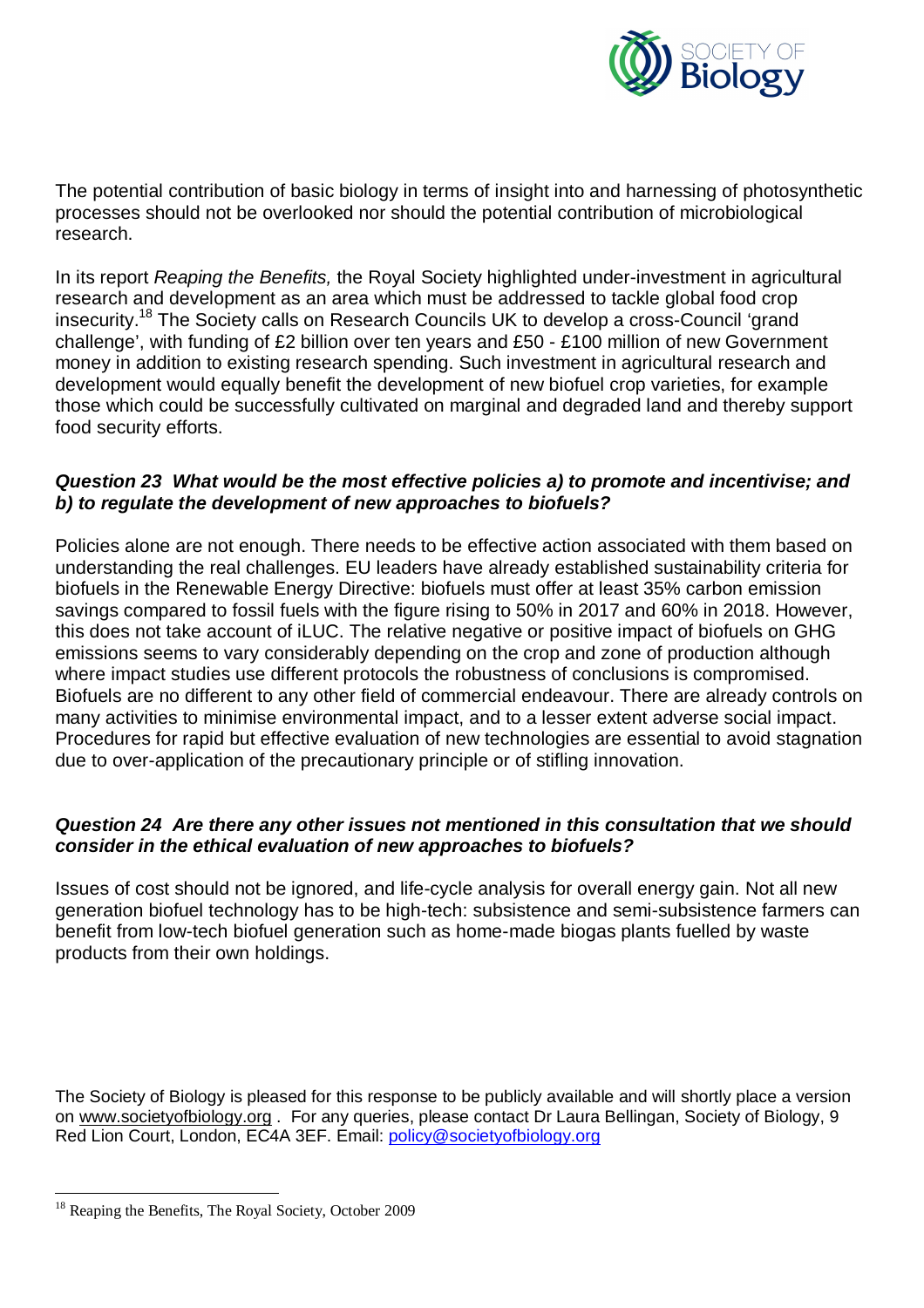The potential contribution of basic biology in terms of insight into and harnessing of photosynthetic processes should not be overlooked nor should the potential contribution of microbiological research.

In its report *Reaping the Benefits,* the Royal Society highlighted under-investment in agricultural research and development as an area which must be addressed to tackle global food crop insecurity.[18] The Society calls on Research Councils UK to develop a cross-Council 'grand challenge', with funding of £2 billion over ten years and £50 - £100 million of new Government money in addition to existing research spending. Such investment in agricultural research and development would equally benefit the development of new biofuel crop varieties, for example those which could be successfully cultivated on marginal and degraded land and thereby support food security efforts.

***Question 23  What would be the most effective policies a) to promote and incentivise; and b) to regulate the development of new approaches to biofuels?***

Policies alone are not enough. There needs to be effective action associated with them based on understanding the real challenges. EU leaders have already established sustainability criteria for biofuels in the Renewable Energy Directive: biofuels must offer at least 35% carbon emission savings compared to fossil fuels with the figure rising to 50% in 2017 and 60% in 2018. However, this does not take account of iLUC. The relative negative or positive impact of biofuels on GHG emissions seems to vary considerably depending on the crop and zone of production although where impact studies use different protocols the robustness of conclusions is compromised. Biofuels are no different to any other field of commercial endeavour. There are already controls on many activities to minimise environmental impact, and to a lesser extent adverse social impact. Procedures for rapid but effective evaluation of new technologies are essential to avoid stagnation due to over-application of the precautionary principle or of stifling innovation.

***Question 24  Are there any other issues not mentioned in this consultation that we should consider in the ethical evaluation of new approaches to biofuels?***

Issues of cost should not be ignored, and life-cycle analysis for overall energy gain. Not all new generation biofuel technology has to be high-tech: subsistence and semi-subsistence farmers can benefit from low-tech biofuel generation such as home-made biogas plants fuelled by waste products from their own holdings.

The Society of Biology is pleased for this response to be publicly available and will shortly place a version on www.societyofbiology.org . For any queries, please contact Dr Laura Bellingan, Society of Biology, 9 Red Lion Court, London, EC4A 3EF. Email: policy@societyofbiology.org

[18] Reaping the Benefits, The Royal Society, October 2009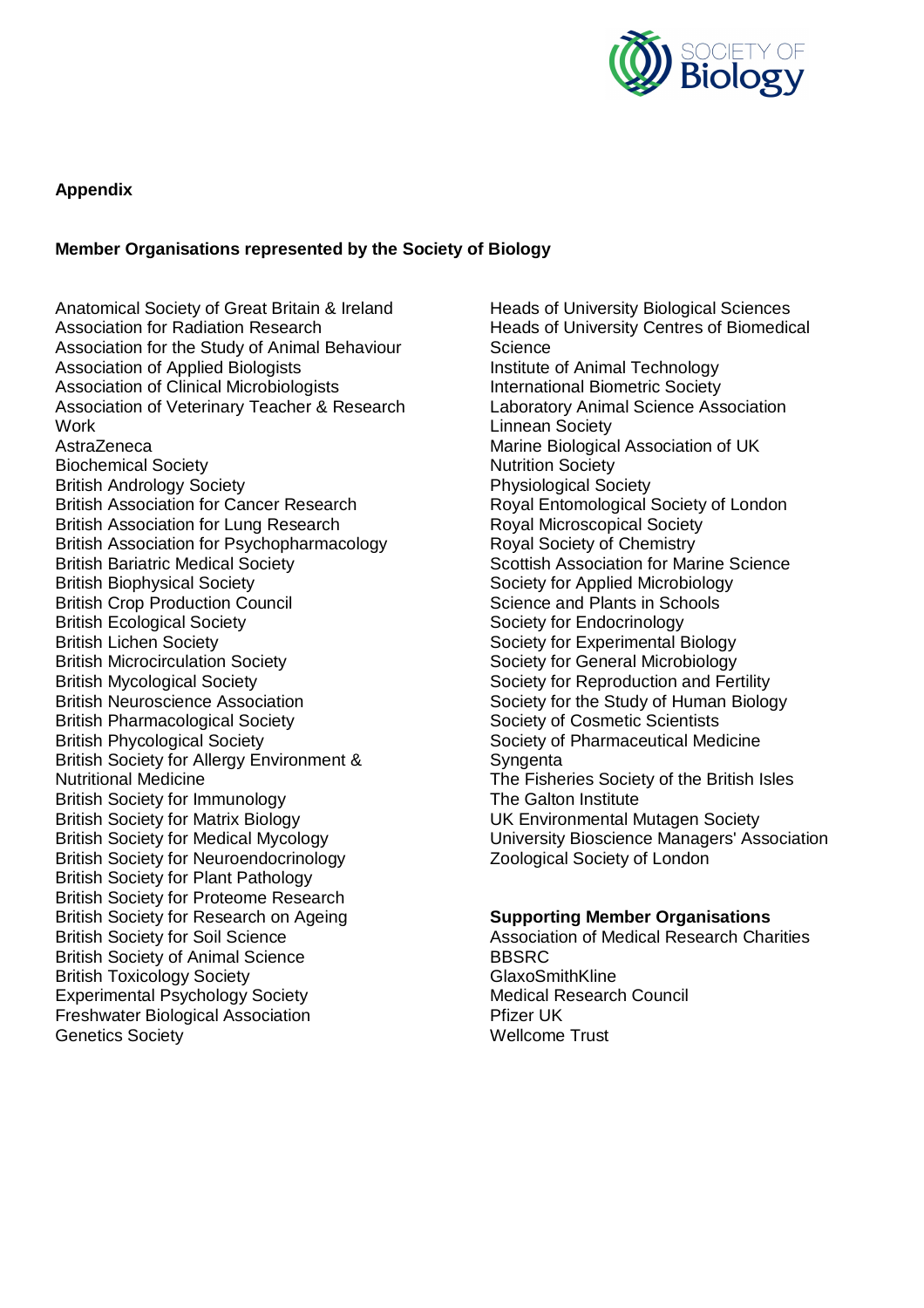## Appendix

### Member Organisations represented by the Society of Biology

Anatomical Society of Great Britain & Ireland
Association for Radiation Research
Association for the Study of Animal Behaviour
Association of Applied Biologists
Association of Clinical Microbiologists
Association of Veterinary Teacher & Research Work
AstraZeneca
Biochemical Society
British Andrology Society
British Association for Cancer Research
British Association for Lung Research
British Association for Psychopharmacology
British Bariatric Medical Society
British Biophysical Society
British Crop Production Council
British Ecological Society
British Lichen Society
British Microcirculation Society
British Mycological Society
British Neuroscience Association
British Pharmacological Society
British Phycological Society
British Society for Allergy Environment & Nutritional Medicine
British Society for Immunology
British Society for Matrix Biology
British Society for Medical Mycology
British Society for Neuroendocrinology
British Society for Plant Pathology
British Society for Proteome Research
British Society for Research on Ageing
British Society for Soil Science
British Society of Animal Science
British Toxicology Society
Experimental Psychology Society
Freshwater Biological Association
Genetics Society
Heads of University Biological Sciences
Heads of University Centres of Biomedical Science
Institute of Animal Technology
International Biometric Society
Laboratory Animal Science Association
Linnean Society
Marine Biological Association of UK
Nutrition Society
Physiological Society
Royal Entomological Society of London
Royal Microscopical Society
Royal Society of Chemistry
Scottish Association for Marine Science
Society for Applied Microbiology
Science and Plants in Schools
Society for Endocrinology
Society for Experimental Biology
Society for General Microbiology
Society for Reproduction and Fertility
Society for the Study of Human Biology
Society of Cosmetic Scientists
Society of Pharmaceutical Medicine
Syngenta
The Fisheries Society of the British Isles
The Galton Institute
UK Environmental Mutagen Society
University Bioscience Managers' Association
Zoological Society of London

**Supporting Member Organisations**

Association of Medical Research Charities
BBSRC
GlaxoSmithKline
Medical Research Council
Pfizer UK
Wellcome Trust